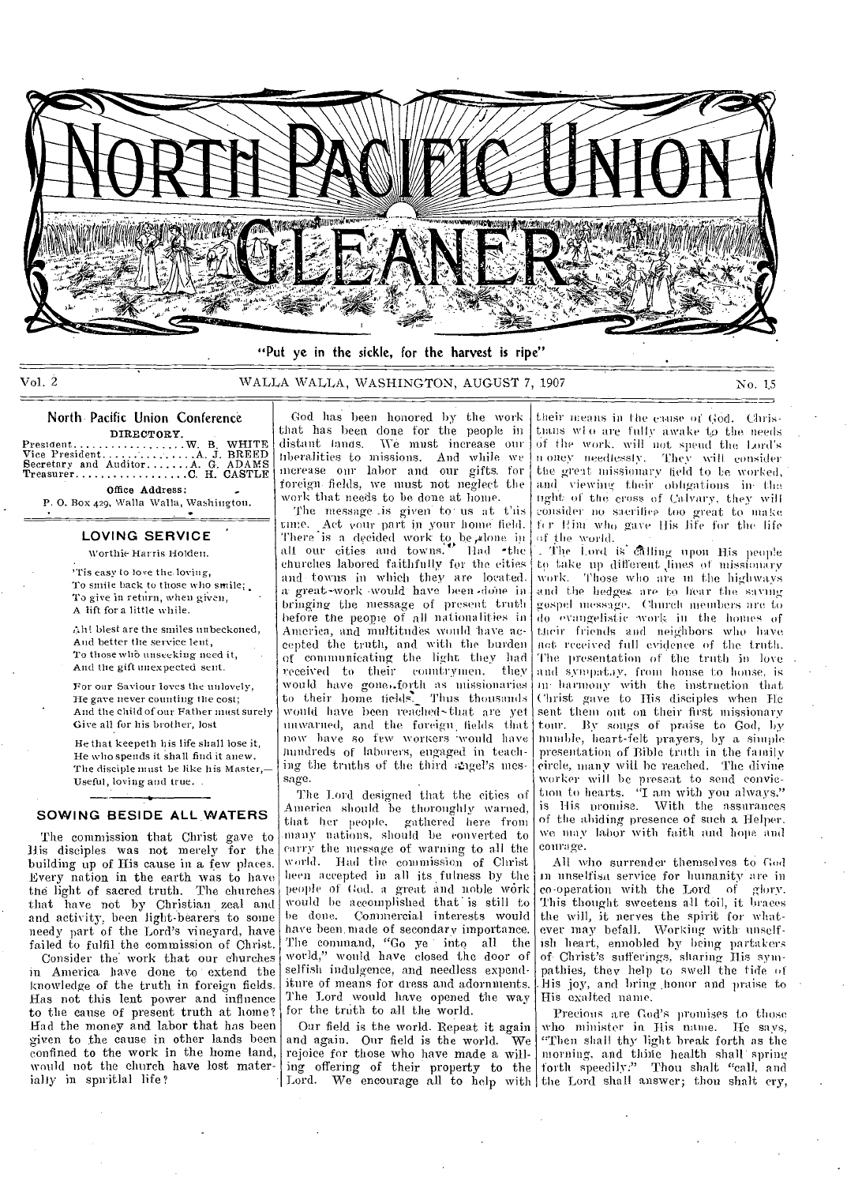# NORTH PACIFIC UNION GLEANER

"Put ye in the sickle, for the harvest is ripe"

Vol. 2 WALLA WALLA, WASHINGTON, AUGUST 7, 1907 No. 15

## North Pacific Union Conference

DIRECTORY.

President .................. W. B. WHITE
Vice President .............. A. J. BREED
Secretary and Auditor ........ A. G. ADAMS
Treasurer .................. C. H. CASTLE

Office Address:
P. O. Box 429, Walla Walla, Washington.

## LOVING SERVICE

Worthie Harris Holden.

'Tis easy to love the loving,
To smile back to those who smile;
To give in return, when given,
A lift for a little while.

Ah! blest are the smiles unbeckoned,
And better the service lent,
To those who unseeking need it,
And the gift unexpected sent.

For our Saviour loves the unlovely,
He gave never counting the cost;
And the child of our Father must surely
Give all for his brother, lost

He that keepeth his life shall lose it,
He who spends it shall find it anew.
The disciple must be like his Master,—
Useful, loving and true.

## SOWING BESIDE ALL WATERS

The commission that Christ gave to His disciples was not merely for the building up of His cause in a few places. Every nation in the earth was to have the light of sacred truth. The churches that have not by Christian zeal and activity, been light-bearers to some needy part of the Lord's vineyard, have failed to fulfil the commission of Christ.

Consider the work that our churches in America have done to extend the knowledge of the truth in foreign fields. Has not this lent power and influence to the cause of present truth at home? Had the money and labor that has been given to the cause in other lands been confined to the work in the home land, would not the church have lost materially in spiritual life?

God has been honored by the work that has been done for the people in distant lands. We must increase our liberalities to missions. And while we increase our labor and our gifts for foreign fields, we must not neglect the work that needs to be done at home.

The message is given to us at this time. Act your part in your home field. There is a decided work to be done in all our cities and towns. Had the churches labored faithfully for the cities and towns in which they are located, a great work would have been done in bringing the message of present truth before the people of all nationalities in America, and multitudes would have accepted the truth, and with the burden of communicating the light they had received to their countrymen, they would have gone forth as missionaries to their home fields. Thus thousands would have been reached that are yet unwarned, and the foreign fields that now have so few workers would have hundreds of laborers, engaged in teaching the truths of the third angel's message.

The Lord designed that the cities of America should be thoroughly warned, that her people, gathered here from many nations, should be converted to carry the message of warning to all the world. Had the commission of Christ been accepted in all its fulness by the people of God, a great and noble work would be accomplished that is still to be done. Commercial interests would have been made of secondary importance. The command, "Go ye into all the world," would have closed the door of selfish indulgence, and needless expenditure of means for dress and adornments. The Lord would have opened the way for the truth to all the world.

Our field is the world. Repeat it again and again. Our field is the world. We rejoice for those who have made a willing offering of their property to the Lord. We encourage all to help with their means in the cause of God. Christians who are fully awake to the needs of the work, will not spend the Lord's money needlessly. They will consider the great missionary field to be worked, and viewing their obligations in the light of the cross of Calvary, they will consider no sacrifice too great to make for Him who gave His life for the life of the world.

The Lord is calling upon His people to take up different lines of missionary work. Those who are in the highways and the hedges are to hear the saving gospel message. Church members are to do evangelistic work in the homes of their friends and neighbors who have not received full evidence of the truth. The presentation of the truth in love and sympathy, from house to house, is in harmony with the instruction that Christ gave to His disciples when He sent them out on their first missionary tour. By songs of praise to God, by humble, heart-felt prayers, by a simple presentation of Bible truth in the family circle, many will be reached. The divine worker will be present to send conviction to hearts. "I am with you always," is His promise. With the assurances of the abiding presence of such a Helper, we may labor with faith and hope and courage.

All who surrender themselves to God in unselfish service for humanity are in co-operation with the Lord of glory. This thought sweetens all toil, it braces the will, it nerves the spirit for whatever may befall. Working with unselfish heart, ennobled by being partakers of Christ's sufferings, sharing His sympathies, they help to swell the tide of His joy, and bring honor and praise to His exalted name.

Precious are God's promises to those who minister in His name. He says, "Then shall thy light break forth as the morning, and thine health shall spring forth speedily:" Thou shalt "call, and the Lord shall answer; thou shalt cry,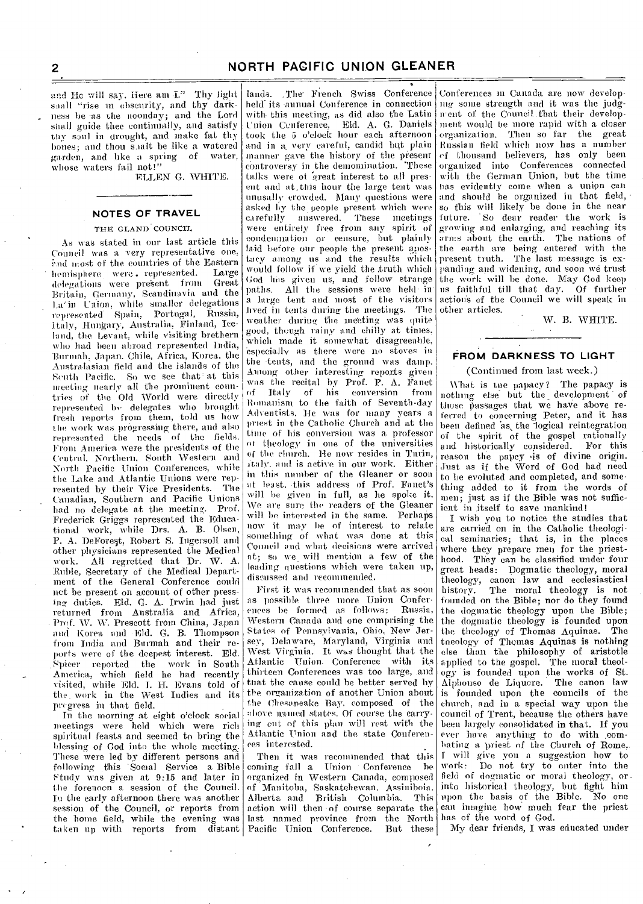and He will say. Here am I." Thy light shall "rise in obscurity, and thy darkness be as the noonday; and the Lord shall guide thee continually, and satisfy thy soul in drought, and make fat thy bones; and thou shalt be like a watered garden, and like a spring of water, whose waters fail not!"

ELLEN G. WHITE.

## NOTES OF TRAVEL

### THE GLAND COUNCIL

As was stated in our last article this Council was a very representative one, and most of the countries of the Eastern hemisphere were represented. Large delegations were present from Great Britain, Germany, Scandinavia and the Latin Union, while smaller delegations represented Spain, Portugal, Russia, Italy, Hungary, Australia, Finland, Iceland, the Levant, while visiting brethern who had been abroad represented India, Burmah, Japan, Chile, Africa, Korea, the Australasian field and the islands of the South Pacific. So we see that at this meeting nearly all the prominent countries of the Old World were directly represented by delegates who brought fresh reports from them, told us how the work was progressing there, and also represented the needs of the fields. From America were the presidents of the Central, Northern, South Western and North Pacific Union Conferences, while the Lake and Atlantic Unions were represented by their Vice Presidents. The Canadian, Southern and Pacific Unions had no delegate at the meeting. Prof. Frederick Griggs represented the Educational work, while Drs. A. B. Olsen, P. A. DeForest, Robert S. Ingersoll and other physicians represented the Medical work. All regretted that Dr. W. A. Ruble, Secretary of the Medical Department of the General Conference could not be present on account of other pressing duties. Eld. G. A. Irwin had just returned from Australia and Africa, Prof. W. W. Prescott from China, Japan and Korea and Eld. G. B. Thompson from India and Burmah and their reports were of the deepest interest. Eld. Spicer reported the work in South America, which field he had recently visited, while Eld. I. H. Evans told of the work in the West Indies and its progress in that field.

In the morning at eight o'clock social meetings were held which were rich spiritual feasts and seemed to bring the blessing of God into the whole meeting. These were led by different persons and following this Social Service a Bible Study was given at 9:15 and later in the forenoon a session of the Council. In the early afternoon there was another session of the Council, or reports from the home field, while the evening was taken up with reports from distant lands. The French Swiss Conference held its annual Conference in connection with this meeting, as did also the Latin Union Conference. Eld. A. G. Daniels took the 5 o'clock hour each afternoon and in a very careful, candid but plain manner gave the history of the present controversy in the denomination. These talks were of great interest to all present and at this hour the large tent was unusually crowded. Many questions were asked by the people present which were carefully answered. These meetings were entirely free from any spirit of condemnation or censure, but plainly laid before our people the present apostacy among us and the results which would follow if we yield the truth which God has given us, and follow strange paths. All the sessions were held in a large tent and most of the visitors lived in tents during the meetings. The weather during the meeting was quite good, though rainy and chilly at times, which made it somewhat disagreeable, especially as there were no stoves in the tents, and the ground was damp. Among other interesting reports given was the recital by Prof. P. A. Fanet of Italy of his conversion from Romanism to the faith of Seventh-day Adventists. He was for many years a priest in the Catholic Church and at the time of his conversion was a professor of theology in one of the universities of the church. He now resides in Turin, Italy, and is active in our work. Either in this number of the Gleaner or soon at least, this address of Prof. Fanet's will be given in full, as he spoke it. We are sure the readers of the Gleaner will be interested in the same. Perhaps now it may be of interest to relate something of what was done at this Council and what decisions were arrived at; so we will mention a few of the leading questions which were taken up, discussed and recommended.

First it was recommended that as soon as possible three more Union Conferences be formed as follows: Russia, Western Canada and one comprising the States of Pennsylvania, Ohio, New Jersey, Delaware, Maryland, Virginia and West Virginia. It was thought that the Atlantic Union Conference with its thirteen Conferences was too large, and that the cause could be better served by the organization of another Union about the Chesapeake Bay, composed of the above named states. Of course the carrying out of this plan will rest with the Atlantic Union and the state Conferences interested.

Then it was recommended that this coming fall a Union Conference be organized in Western Canada, composed of Manitoba, Saskatchewan, Assiniboia, Alberta and British Columbia. This action will then of course separate the last named province from the North Pacific Union Conference. But these Conferences in Canada are now developing some strength and it was the judgment of the Council that their development would be more rapid with a closer organization. Then so far the great Russian field which now has a number of thousand believers, has only been organized into Conferences connected with the German Union, but the time has evidently come when a union can and should be organized in that field, so this will likely be done in the near future. So dear reader the work is growing and enlarging, and reaching its arms about the earth. The nations of the earth are being entered with the present truth. The last message is expanding and widening, and soon we trust the work will be done. May God keep us faithful till that day. Of further actions of the Council we will speak in other articles.

W. B. WHITE.

## FROM DARKNESS TO LIGHT

(Continued from last week.)

What is the papacy? The papacy is nothing else but the development of those passages that we have above referred to concerning Peter, and it has been defined as the logical reintegration of the spirit of the gospel rationally and historically considered. For this reason the papcy is of divine origin. Just as if the Word of God had need to be evoluted and completed, and something added to it from the words of men; just as if the Bible was not sufficient in itself to save mankind!

I wish you to notice the studies that are carried on in the Catholic theological seminaries; that is, in the places where they prepare men for the priesthood. They can be classified under four great heads: Dogmatic theology, moral theology, canon law and ecclesiastical history. The moral theology is not founded on the Bible; nor do they found the dogmatic theology upon the Bible; the dogmatic theology is founded upon the theology of Thomas Aquinas. The theology of Thomas Aquinas is nothing else than the philosophy of aristotle applied to the gospel. The moral theology is founded upon the works of St. Alphonso de Liquore. The canon law is founded upon the councils of the church, and in a special way upon the council of Trent, because the others have been largely consolidated in that. If you ever have anything to do with combating a priest of the Church of Rome, I will give you a suggestion how to work: Do not try to enter into the field of dogmatic or moral theology, or into historical theology, but fight him upon the basis of the Bible. No one can imagine how much fear the priest has of the word of God.

My dear friends, I was educated under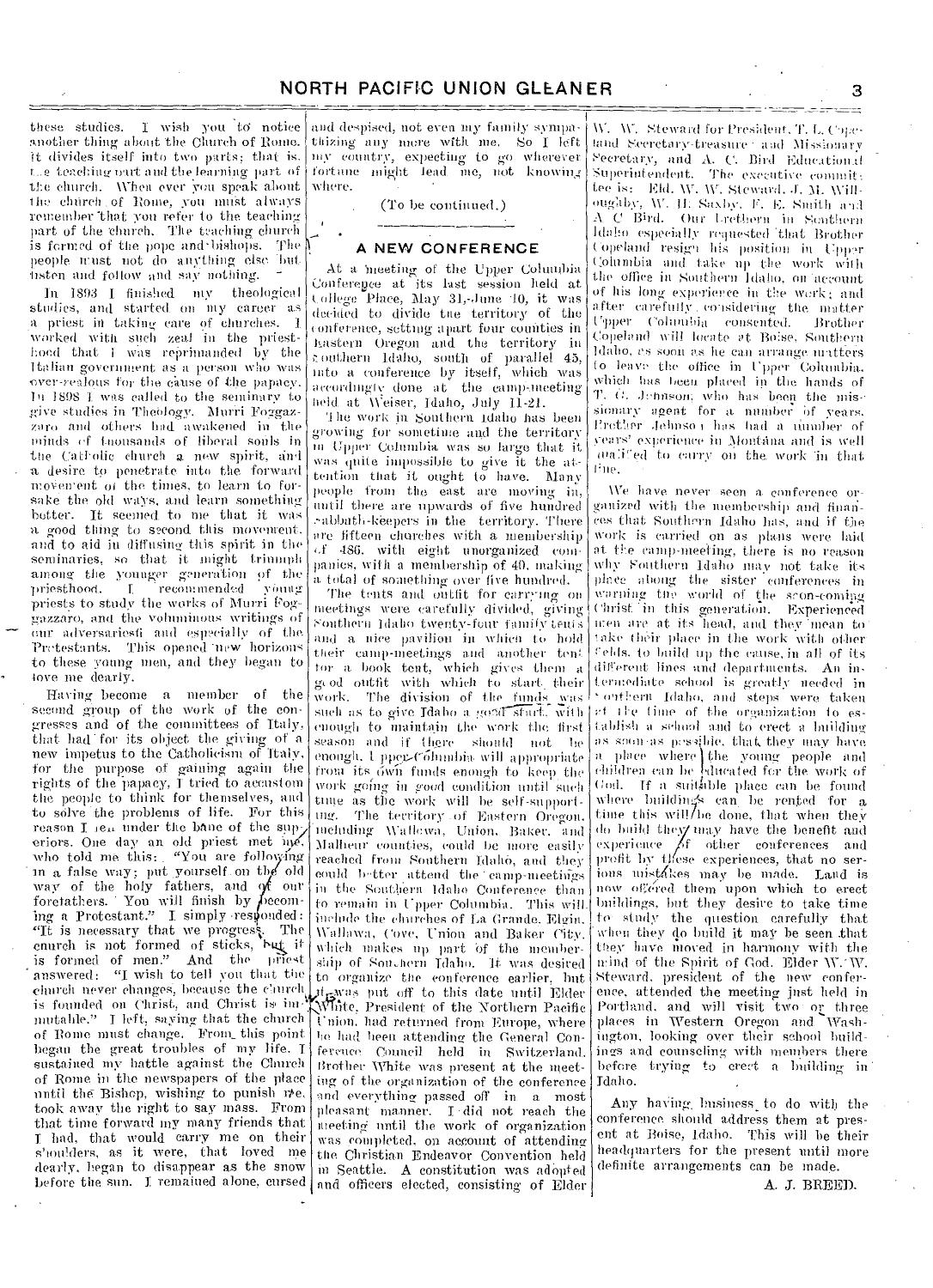these studies. I wish you to notice another thing about the Church of Rome. It divides itself into two parts; that is, the teaching part and the learning part of the church. When ever you speak about the church of Rome, you must always remember that you refer to the teaching part of the church. The teaching church is formed of the pope and bishops. The people must not do anything else but listen and follow and say nothing.

In 1893 I finished my theological studies, and started on my career as a priest in taking care of churches. I worked with such zeal in the priesthood that I was reprimanded by the Italian government as a person who was over-zealous for the cause of the papacy. In 1898 I was called to the seminary to give studies in Theology. Murri Foggazaro and others had awakened in the minds of thousands of liberal souls in the Catholic church a new spirit, and a desire to penetrate into the forward movement of the times, to learn to forsake the old ways, and learn something better. It seemed to me that it was a good thing to second this movement, and to aid in diffusing this spirit in the seminaries, so that it might triumph among the younger generation of the priesthood. I recommended young priests to study the works of Murri Foggazzaro, and the voluminous writings of our adversaries and especially of the Protestants. This opened new horizons to these young men, and they began to love me dearly.

Having become a member of the second group of the work of the congresses and of the committees of Italy, that had for its object the giving of a new impetus to the Catholicism of Italy, for the purpose of gaining again the rights of the papacy, I tried to accustom the people to think for themselves, and to solve the problems of life. For this reason I fell under the bane of the superiors. One day an old priest met me, who told me this: "You are following in a false way; put yourself on the old way of the holy fathers, and of our forefathers. You will finish by becoming a Protestant." I simply responded: "It is necessary that we progress. The church is not formed of sticks, but it is formed of men." And the priest answered: "I wish to tell you that the church never changes, because the church is founded on Christ, and Christ is immutable." I left, saying that the church of Rome must change. From this point began the great troubles of my life. I sustained my battle against the Church of Rome in the newspapers of the place until the Bishop, wishing to punish me, took away the right to say mass. From that time forward my many friends that I had, that would carry me on their shoulders, as it were, that loved me dearly, began to disappear as the snow before the sun. I remained alone, cursed and despised, not even my family sympathizing any more with me. So I left my country, expecting to go wherever fortune might lead me, not knowing where.

(To be continued.)

## A NEW CONFERENCE

At a meeting of the Upper Columbia Conference at its last session held at College Place, May 31,-June 10, it was decided to divide the territory of the conference, setting apart four counties in Eastern Oregon and the territory in Southern Idaho, south of parallel 45, into a conference by itself, which was accordingly done at the camp-meeting held at Weiser, Idaho, July 11-21.

The work in Southern Idaho has been growing for sometime and the territory in Upper Columbia was so large that it was quite impossible to give it the attention that it ought to have. Many people from the east are moving in, until there are upwards of five hundred Sabbath-keepers in the territory. There are fifteen churches with a membership of 486, with eight unorganized companies, with a membership of 40, making a total of something over five hundred.

The tents and outfit for carrying on meetings were carefully divided, giving Southern Idaho twenty-four family tents and a nice pavilion in which to hold their camp-meetings and another tent for a book tent, which gives them a good outfit with which to start their work. The division of the funds was such as to give Idaho a good start, with enough to maintain the work the first season and if there should not be enough, Upper Columbia will appropriate from its own funds enough to keep the work going in good condition until such time as the work will be self-supporting. The territory of Eastern Oregon, including Wallowa, Union, Baker, and Malheur counties, could be more easily reached from Southern Idaho, and they could better attend the camp-meetings in the Southern Idaho Conference than to remain in Upper Columbia. This will include the churches of La Grande, Elgin, Wallawa, Cove, Union and Baker City, which makes up part of the membership of Southern Idaho. It was desired to organize the conference earlier, but it was put off to this date until Elder White, President of the Northern Pacific Union, had returned from Europe, where he had been attending the General Conference Council held in Switzerland. Brother White was present at the meeting of the organization of the conference and everything passed off in a most pleasant manner. I did not reach the meeting until the work of organization was completed, on account of attending the Christian Endeavor Convention held in Seattle. A constitution was adopted and officers elected, consisting of Elder W. W. Steward for President, T. L. Copeland Secretary-treasurer and Missionary Secretary, and A. C. Bird Educational Superintendent. The executive committee is: Eld. W. W. Steward, J. M. Willoughby, W. H. Saxby, F. E. Smith and A. C. Bird. Our brethren in Southern Idaho especially requested that Brother Copeland resign his position in Upper Columbia and take up the work with the office in Southern Idaho, on account of his long experience in the work; and after carefully considering the matter Upper Columbia consented. Brother Copeland will locate at Boise, Southern Idaho, as soon as he can arrange matters to leave the office in Upper Columbia, which has been placed in the hands of T. G. Johnson, who has been the missionary agent for a number of years. Brother Johnson has had a number of years' experience in Montana and is well qualified to carry on the work in that line.

We have never seen a conference organized with the membership and finances that Southern Idaho has, and if the work is carried on as plans were laid at the camp-meeting, there is no reason why Southern Idaho may not take its place along the sister conferences in warning the world of the soon-coming Christ in this generation. Experienced men are at its head, and they mean to take their place in the work with other fields, to build up the cause, in all of its different lines and departments. An intermediate school is greatly needed in Southern Idaho, and steps were taken at the time of the organization to establish a school and to erect a building as soon as possible, that they may have a place where the young people and children can be educated for the work of God. If a suitable place can be found where buildings can be rented for a time this will be done, that when they do build they may have the benefit and experience of other conferences and profit by these experiences, that no serious mistakes may be made. Land is now offered them upon which to erect buildings, but they desire to take time to study the question carefully that when they do build it may be seen that they have moved in harmony with the mind of the Spirit of God. Elder W. W. Steward, president of the new conference, attended the meeting just held in Portland, and will visit two or three places in Western Oregon and Washington, looking over their school buildings and counseling with members there before trying to erect a building in Idaho.

Any having business to do with the conference should address them at present at Boise, Idaho. This will be their headquarters for the present until more definite arrangements can be made.

A. J. BREED.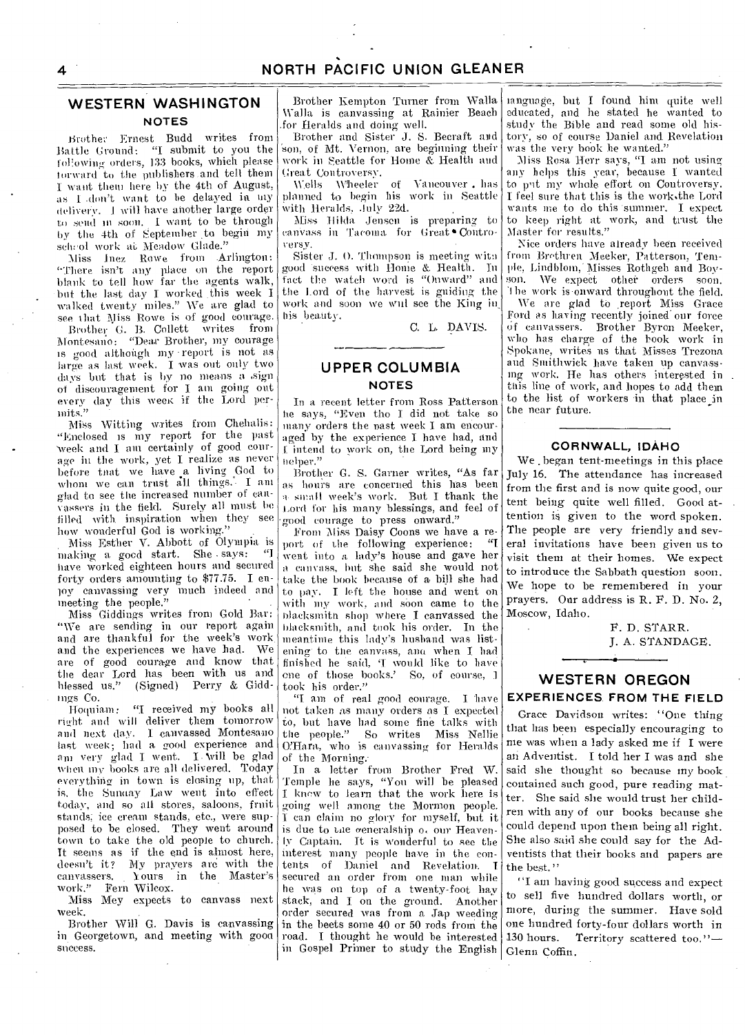## WESTERN WASHINGTON

### NOTES

Brother Ernest Budd writes from Battle Ground: "I submit to you the following orders, 133 books, which please forward to the publishers and tell them I want them here by the 4th of August, as I don't want to be delayed in my delivery. I will have another large order to send in soon. I want to be through by the 4th of September to begin my school work at Meadow Glade."

Miss Inez Rowe from Arlington: "There isn't any place on the report blank to tell how far the agents walk, but the last day I worked this week I walked twenty miles." We are glad to see that Miss Rowe is of good courage.

Brother G. B. Collett writes from Montesano: "Dear Brother, my courage is good although my report is not as large as last week. I was out only two days but that is by no means a sign of discouragement for I am going out every day this week if the Lord permits."

Miss Witting writes from Chehalis: "Enclosed is my report for the past week and I am certainly of good courage in the work, yet I realize as never before that we have a living God to whom we can trust all things. I am glad to see the increased number of canvassers in the field. Surely all must be filled with inspiration when they see how wonderful God is working."

Miss Esther V. Abbott of Olympia is making a good start. She says: "I have worked eighteen hours and secured forty orders amounting to $77.75. I enjoy canvassing very much indeed and meeting the people."

Miss Giddings writes from Gold Bar: "We are sending in our report again and are thankful for the week's work and the experiences we have had. We are of good courage and know that the dear Lord has been with us and blessed us." (Signed) Perry & Giddings Co.

Hoquiam: "I received my books all right and will deliver them tomorrow and next day. I canvassed Montesano last week; had a good experience and am very glad I went. I will be glad when my books are all delivered. Today everything in town is closing up, that is, the Sunday Law went into effect today, and so all stores, saloons, fruit stands, ice cream stands, etc., were supposed to be closed. They went around town to take the old people to church. It seems as if the end is almost here, doesn't it? My prayers are with the canvassers. Yours in the Master's work." Fern Wilcox.

Miss Mey expects to canvass next week.

Brother Will G. Davis is canvassing in Georgetown, and meeting with good success.

Brother Kempton Turner from Walla Walla is canvassing at Rainier Beach for Heralds and doing well.

Brother and Sister J. S. Becraft and son, of Mt. Vernon, are beginning their work in Seattle for Home & Health and Great Controversy.

Wells Wheeler of Vancouver has planned to begin his work in Seattle with Heralds, July 22d.

Miss Hilda Jensen is preparing to canvass in Tacoma for Great Controversy.

Sister J. O. Thompson is meeting with good success with Home & Health. In fact the watch word is "Onward" and the Lord of the harvest is guiding the work and soon we will see the King in his beauty.

C. L. DAVIS.

## UPPER COLUMBIA

### NOTES

In a recent letter from Ross Patterson he says, "Even tho I did not take so many orders the past week I am encouraged by the experience I have had, and I intend to work on, the Lord being my helper."

Brother G. S. Garner writes, "As far as hours are concerned this has been a small week's work. But I thank the Lord for his many blessings, and feel of good courage to press onward."

From Miss Daisy Coons we have a report of the following experience: "I went into a lady's house and gave her a canvass, but she said she would not take the book because of a bill she had to pay. I left the house and went on with my work, and soon came to the blacksmith shop where I canvassed the blacksmith, and took his order. In the meantime this lady's husband was listening to the canvass, and when I had finished he said, 'I would like to have one of those books.' So, of course, I took his order."

"I am of real good courage. I have not taken as many orders as I expected to, but have had some fine talks with the people." So writes Miss Nellie O'Hara, who is canvassing for Heralds of the Morning.

In a letter from Brother Fred W. Temple he says, "You will be pleased I know to learn that the work here is going well among the Mormon people. I can claim no glory for myself, but it is due to the generalship of our Heavenly Captain. It is wonderful to see the interest many people have in the contents of Daniel and Revelation. I secured an order from one man while he was on top of a twenty-foot hay stack, and I on the ground. Another order secured was from a Jap weeding in the beets some 40 or 50 rods from the road. I thought he would be interested in Gospel Primer to study the English language, but I found him quite well educated, and he stated he wanted to study the Bible and read some old history, so of course Daniel and Revelation was the very book he wanted."

Miss Rosa Herr says, "I am not using any helps this year, because I wanted to put my whole effort on Controversy. I feel sure that this is the work the Lord wants me to do this summer. I expect to keep right at work, and trust the Master for results."

Nice orders have already been received from Brethren Meeker, Patterson, Temple, Lindblom, Misses Rothgeb and Boyson. We expect other orders soon. The work is onward throughout the field.

We are glad to report Miss Grace Ford as having recently joined our force of canvassers. Brother Byron Meeker, who has charge of the book work in Spokane, writes us that Misses Trezona and Smithwick have taken up canvassing work. He has others interested in this line of work, and hopes to add them to the list of workers in that place in the near future.

### CORNWALL, IDAHO

We began tent-meetings in this place July 16. The attendance has increased from the first and is now quite good, our tent being quite well filled. Good attention is given to the word spoken. The people are very friendly and several invitations have been given us to visit them at their homes. We expect to introduce the Sabbath question soon. We hope to be remembered in your prayers. Our address is R. F. D. No. 2, Moscow, Idaho.

F. D. STARR.
J. A. STANDAGE.

## WESTERN OREGON

### EXPERIENCES FROM THE FIELD

Grace Davidson writes: "One thing that has been especially encouraging to me was when a lady asked me if I were an Adventist. I told her I was and she said she thought so because my book contained such good, pure reading matter. She said she would trust her children with any of our books because she could depend upon them being all right. She also said she could say for the Adventists that their books and papers are the best."

"I am having good success and expect to sell five hundred dollars worth, or more, during the summer. Have sold one hundred forty-four dollars worth in 130 hours. Territory scattered too."—Glenn Coffin.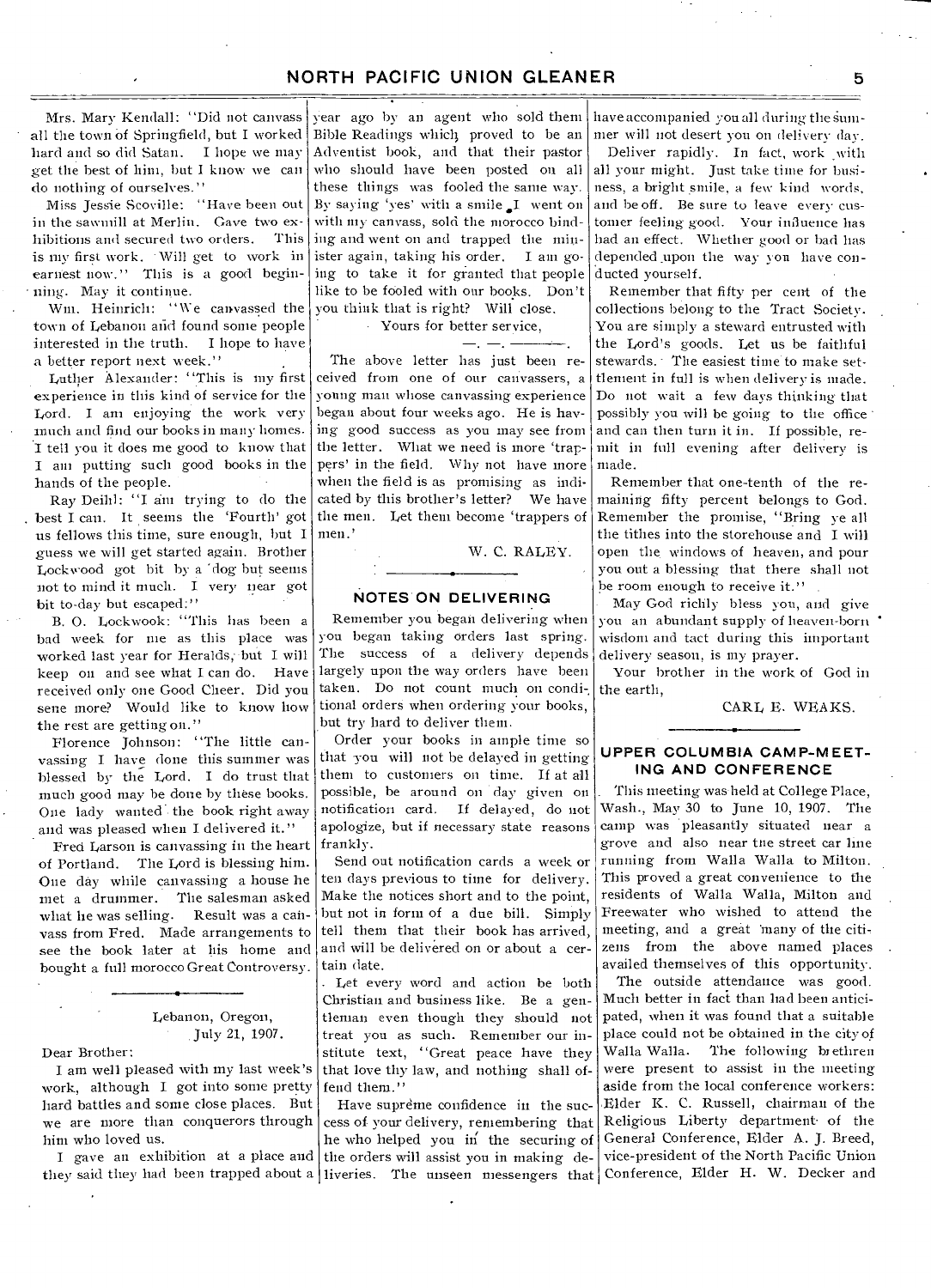Mrs. Mary Kendall: "Did not canvass all the town of Springfield, but I worked hard and so did Satan. I hope we may get the best of him, but I know we can do nothing of ourselves."

Miss Jessie Scoville: "Have been out in the sawmill at Merlin. Gave two exhibitions and secured two orders. This is my first work. Will get to work in earnest now." This is a good beginning. May it continue.

Wm. Heinrich: "We canvassed the town of Lebanon and found some people interested in the truth. I hope to have a better report next week."

Luther Alexander: "This is my first experience in this kind of service for the Lord. I am enjoying the work very much and find our books in many homes. I tell you it does me good to know that I am putting such good books in the hands of the people.

Ray Deihl: "I am trying to do the best I can. It seems the 'Fourth' got us fellows this time, sure enough, but I guess we will get started again. Brother Lockwood got bit by a dog but seems not to mind it much. I very near got bit to-day but escaped."

B. O. Lockwook: "This has been a bad week for me as this place was worked last year for Heralds, but I will keep on and see what I can do. Have received only one Good Cheer. Did you send more? Would like to know how the rest are getting on."

Florence Johnson: "The little canvassing I have done this summer was blessed by the Lord. I do trust that much good may be done by these books. One lady wanted the book right away and was pleased when I delivered it."

Fred Larson is canvassing in the heart of Portland. The Lord is blessing him. One day while canvassing a house he met a drummer. The salesman asked what he was selling. Result was a canvass from Fred. Made arrangements to see the book later at his home and bought a full morocco Great Controversy.

---

Lebanon, Oregon,
July 21, 1907.

Dear Brother:

I am well pleased with my last week's work, although I got into some pretty hard battles and some close places. But we are more than conquerors through him who loved us.

I gave an exhibition at a place and they said they had been trapped about a year ago by an agent who sold them Bible Readings which proved to be an Adventist book, and that their pastor who should have been posted on all these things was fooled the same way. By saying 'yes' with a smile I went on with my canvass, sold the morocco binding and went on and trapped the minister again, taking his order. I am going to take it for granted that people like to be fooled with our books. Don't you think that is right? Will close.

Yours for better service,

—. —. ———.

The above letter has just been received from one of our canvassers, a young man whose canvassing experience began about four weeks ago. He is having good success as you may see from the letter. What we need is more 'trappers' in the field. Why not have more when the field is as promising as indicated by this brother's letter? We have the men. Let them become 'trappers of men.'

W. C. RALEY.

---

## NOTES ON DELIVERING

Remember you began delivering when you began taking orders last spring. The success of a delivery depends largely upon the way orders have been taken. Do not count much on conditional orders when ordering your books, but try hard to deliver them.

Order your books in ample time so that you will not be delayed in getting them to customers on time. If at all possible, be around on day given on notification card. If delayed, do not apologize, but if necessary state reasons frankly.

Send out notification cards a week or ten days previous to time for delivery. Make the notices short and to the point, but not in form of a due bill. Simply tell them that their book has arrived, and will be delivered on or about a certain date.

Let every word and action be both Christian and business like. Be a gentleman even though they should not treat you as such. Remember our institute text, "Great peace have they that love thy law, and nothing shall offend them."

Have supreme confidence in the success of your delivery, remembering that he who helped you in the securing of the orders will assist you in making deliveries. The unseen messengers that have accompanied you all during the summer will not desert you on delivery day.

Deliver rapidly. In fact, work with all your might. Just take time for business, a bright smile, a few kind words, and be off. Be sure to leave every customer feeling good. Your influence has had an effect. Whether good or bad has depended upon the way you have conducted yourself.

Remember that fifty per cent of the collections belong to the Tract Society. You are simply a steward entrusted with the Lord's goods. Let us be faithful stewards. The easiest time to make settlement in full is when delivery is made. Do not wait a few days thinking that possibly you will be going to the office and can then turn it in. If possible, remit in full evening after delivery is made.

Remember that one-tenth of the remaining fifty percent belongs to God. Remember the promise, "Bring ye all the tithes into the storehouse and I will open the windows of heaven, and pour you out a blessing that there shall not be room enough to receive it."

May God richly bless you, and give you an abundant supply of heaven-born wisdom and tact during this important delivery season, is my prayer.

Your brother in the work of God in the earth,

CARL E. WEAKS.

---

## UPPER COLUMBIA CAMP-MEETING AND CONFERENCE

This meeting was held at College Place, Wash., May 30 to June 10, 1907. The camp was pleasantly situated near a grove and also near the street car line running from Walla Walla to Milton. This proved a great convenience to the residents of Walla Walla, Milton and Freewater who wished to attend the meeting, and a great many of the citizens from the above named places availed themselves of this opportunity.

The outside attendance was good. Much better in fact than had been anticipated, when it was found that a suitable place could not be obtained in the city of Walla Walla. The following brethren were present to assist in the meeting aside from the local conference workers: Elder K. C. Russell, chairman of the Religious Liberty department of the General Conference, Elder A. J. Breed, vice-president of the North Pacific Union Conference, Elder H. W. Decker and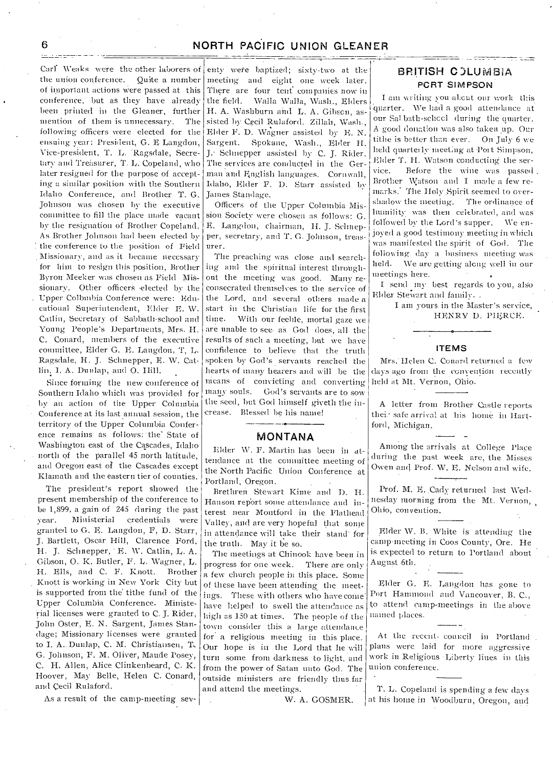Carl Weaks were the other laborers of the union conference. Quite a number of important actions were passed at this conference, but as they have already been printed in the Gleaner, further mention of them is unnecessary. The following officers were elected for the ensuing year: President, G. E Langdon, Vice-president, T. L. Ragsdale, Secretary and Treasurer, T. L. Copeland, who later resigned for the purpose of accepting a similar position with the Southern Idaho Conference, and Brother T. G. Johnson was chosen by the executive committee to fill the place made vacant by the resignation of Brother Copeland. As Brother Johnson had been elected by the conference to the position of Field Missionary, and as it became necessary for him to resign this position, Brother Byron Meeker was chosen as Field Missionary. Other officers elected by the Upper Columbia Conference were: Educational Superintendent, Elder E. W. Catlin, Secretary of Sabbath-school and Young People's Departments, Mrs. H. C. Conard, members of the executive committee, Elder G. E. Langdon, T. L. Ragsdale, H. J. Schnepper, E. W. Catlin, I. A. Dunlap, and O. Hill.

Since forming the new conference of Southern Idaho which was provided for by an action of the Upper Columbia Conference at its last annual session, the territory of the Upper Columbia Conference remains as follows: the State of Washington east of the Cascades, Idaho north of the parallel 45 north latitude, and Oregon east of the Cascades except Klamath and the eastern tier of counties.

The president's report showed the present membership of the conference to be 1,899, a gain of 245 during the past year. Ministerial credentials were granted to G. E. Langdon, F. D. Starr, J. Bartlett, Oscar Hill, Clarence Ford, H. J. Schnepper, E. W. Catlin, L. A. Gibson, O. K. Butler, F. L. Wagner, L. H. Ells, and C. F. Knott. Brother Knott is working in New York City but is supported from the tithe fund of the Upper Columbia Conference. Ministerial licenses were granted to C. J. Rider, John Oster, E. N. Sargent, James Standage; Missionary licenses were granted to I. A. Dunlap, C. M. Christiansen, T. G. Johnson, F. M. Oliver, Maude Posey, C. H. Allen, Alice Clinkenbeard, C. K. Hoover, May Belle, Helen C. Conard, and Cecil Rulaford.

As a result of the camp-meeting seventy were baptized; sixty-two at the meeting and eight one week later. There are four tent companies now in the field. Walla Walla, Wash., Elders H. A. Washburn and L. A. Gibson, assisted by Cecil Rulaford. Zillah, Wash., Elder F. D. Wagner assisted by E. N. Sargent. Spokane, Wash., Elder H. J. Schnepper assisted by C. J. Rider. The services are conducted in the German and English languages. Cornwall, Idaho, Elder F. D. Starr assisted by James Standage.

Officers of the Upper Columbia Mission Society were chosen as follows: G. E. Langdon, chairman, H. J. Schnepper, secretary, and T. G. Johnson, treasurer.

The preaching was close and searching and the spiritual interest throughout the meeting was good. Many reconsecrated themselves to the service of the Lord, and several others made a start in the Christian life for the first time. With our feeble, mortal gaze we are unable to see as God does, all the results of such a meeting, but we have confidence to believe that the truth spoken by God's servants reached the hearts of many hearers and will be the means of convicting and converting many souls. God's servants are to sow the seed, but God himself giveth the increase. Blessed be his name!

## MONTANA

Elder W. F. Martin has been in attendance at the committee meeting of the North Pacific Union Conference at Portland, Oregon.

Brethren Stewart Kime and D. H. Hanson report some attendance and interest near Montford in the Flathead Valley, and are very hopeful that some in attendance will take their stand for the truth. May it be so.

The meetings at Chinook have been in progress for one week. There are only a few church people in this place. Some of these have been attending the meetings. These with others who have come have helped to swell the attendance as high as 150 at times. The people of the town consider this a large attendance for a religious meeting in this place. Our hope is in the Lord that he will turn some from darkness to light, and from the power of Satan unto God. The outside ministers are friendly thus far and attend the meetings.

W. A. GOSMER.

## BRITISH COLUMBIA

### PORT SIMPSON

I am writing you about our work this quarter. We had a good attendance at our Sabbath-school during the quarter. A good donation was also taken up. Our tithe is better than ever. On July 6 we held quarterly meeting at Port Simpson, Elder T. H. Watson conducting the service. Before the wine was passed Brother Watson and I made a few remarks. The Holy Spirit seemed to overshadow the meeting. The ordinance of humility was then celebrated, and was followed by the Lord's supper. We enjoyed a good testimony meeting in which was manifested the spirit of God. The following day a business meeting was held. We are getting along well in our meetings here.

I send my best regards to you, also Elder Stewart and family.

I am yours in the Master's service,

HENRY D. PIERCE.

## ITEMS

Mrs. Helen C. Conard returned a few days ago from the convention recently held at Mt. Vernon, Ohio.

A letter from Brother Castle reports their safe arrival at his home in Hartford, Michigan.

Among the arrivals at College Place during the past week are, the Misses Owen and Prof. W. E. Nelson and wife.

Prof. M. E. Cady returned last Wednesday morning from the Mt. Vernon, Ohio, convention.

Elder W. B. White is attending the camp-meeting in Coos County, Ore. He is expected to return to Portland about August 6th.

Elder G. E. Langdon has gone to Port Hammond and Vancouver, B. C., to attend camp-meetings in the above named places.

At the recent council in Portland plans were laid for more aggressive work in Religious Liberty lines in this union conference.

T. L. Copeland is spending a few days at his home in Woodburn, Oregon, and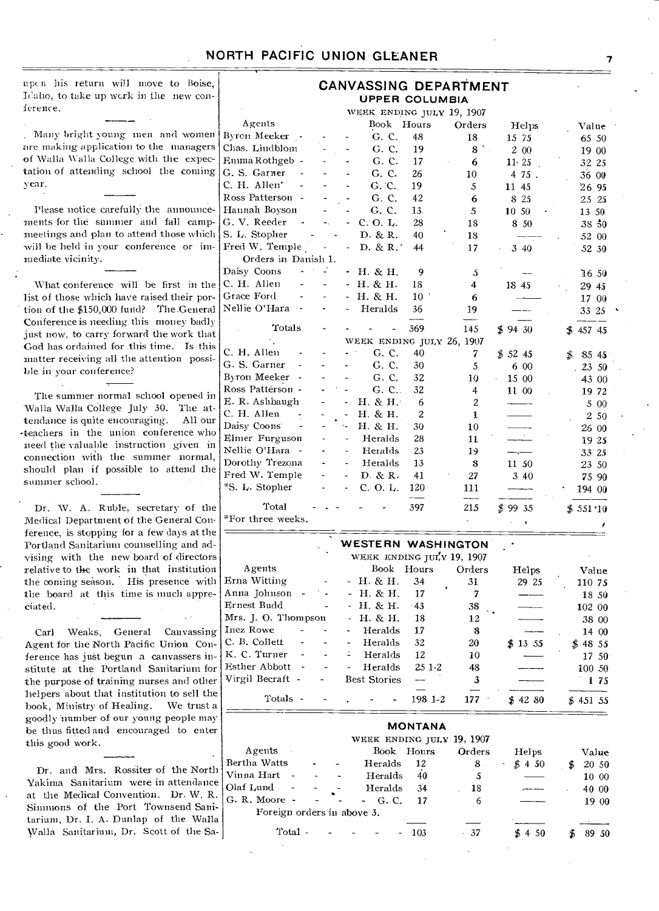upon his return will move to Boise, Idaho, to take up work in the new conference.

Many bright young men and women are making application to the managers of Walla Walla College with the expectation of attending school the coming year.

Please notice carefully the announcements for the summer and fall camp-meetings and plan to attend those which will be held in your conference or immediate vicinity.

What conference will be first in the list of those which have raised their portion of the $150,000 fund? The General Conference is needing this money badly just now, to carry forward the work that God has ordained for this time. Is this matter receiving all the attention possible in your conference?

The summer normal school opened in Walla Walla College July 30. The attendance is quite encouraging. All our teachers in the union conference who need the valuable instruction given in connection with the summer normal, should plan if possible to attend the summer school.

Dr. W. A. Ruble, secretary of the Medical Department of the General Conference, is stopping for a few days at the Portland Sanitarium counselling and advising with the new board of directors relative to the work in that institution the coming season. His presence with the board at this time is much appreciated.

Carl Weaks, General Canvassing Agent for the North Pacific Union Conference has just begun a canvassers institute at the Portland Sanitarium for the purpose of training nurses and other helpers about that institution to sell the book, Ministry of Healing. We trust a goodly number of our young people may be thus fitted and encouraged to enter this good work.

Dr. and Mrs. Rossiter of the North Yakima Sanitarium were in attendance at the Medical Convention. Dr. W. R. Simmons of the Port Townsend Sanitarium, Dr. I. A. Dunlap of the Walla Walla Sanitarium, Dr. Scott of the Sa-

## CANVASSING DEPARTMENT

### UPPER COLUMBIA

WEEK ENDING JULY 19, 1907

| Agents | Book | Hours | Orders | Helps | Value |
|---|---|---|---|---|---|
| Byron Meeker | G. C. | 48 | 18 | 15 75 | 65 50 |
| Chas. Lindblom | G. C. | 19 | 8 | 2 00 | 19 00 |
| Emma Rothgeb | G. C. | 17 | 6 | 11 25 | 32 25 |
| G. S. Garner | G. C. | 26 | 10 | 4 75 | 36 00 |
| C. H. Allen* | G. C. | 19 | 5 | 11 45 | 26 95 |
| Ross Patterson | G. C. | 42 | 6 | 8 25 | 25 25 |
| Hannah Boyson | G. C. | 13 | 5 | 10 50 | 13 50 |
| G. V. Reeder | C. O. L. | 28 | 18 | 8 50 | 38 50 |
| S. L. Stopher | D. & R. | 40 | 18 | —— | 52 00 |
| Fred W. Temple | D. & R. | 44 | 17 | 3 40 | 52 30 |
| Orders in Danish 1. | | | | | |
| Daisy Coons | H. & H. | 9 | 5 | — | 16 50 |
| C. H. Allen | H. & H. | 18 | 4 | 18 45 | 29 45 |
| Grace Ford | H. & H. | 10 | 6 | —— | 17 00 |
| Nellie O'Hara | Heralds | 36 | 19 | —— | 33 25 |
| Totals | | 369 | 145 | $ 94 30 | $ 457 45 |

WEEK ENDING JULY 26, 1907

| Agents | Book | Hours | Orders | Helps | Value |
|---|---|---|---|---|---|
| C. H. Allen | G. C. | 40 | 7 | $ 52 45 | $ 85 45 |
| G. S. Garner | G. C. | 30 | 5 | 6 00 | 23 50 |
| Byron Meeker | G. C. | 32 | 10 | 15 00 | 43 00 |
| Ross Patterson | G. C. | 32 | 4 | 11 00 | 19 72 |
| E. R. Ashbaugh | H. & H. | 6 | 2 | —— | 5 00 |
| C. H. Allen | H. & H. | 2 | 1 | —— | 2 50 |
| Daisy Coons | H. & H. | 30 | 10 | —— | 26 00 |
| Elmer Furguson | Heralds | 28 | 11 | —— | 19 25 |
| Nellie O'Hara | Heralds | 23 | 19 | —— | 33 25 |
| Dorothy Trezona | Heralds | 13 | 8 | 11 50 | 23 50 |
| Fred W. Temple | D. & R. | 41 | 27 | 3 40 | 75 90 |
| *S. L. Stopher | C. O. L. | 120 | 111 | —— | 194 00 |
| Total | | 397 | 215 | $ 99 35 | $ 551 10 |

*For three weeks.

### WESTERN WASHINGTON

WEEK ENDING JULY 19, 1907

| Agents | Book | Hours | Orders | Helps | Value |
|---|---|---|---|---|---|
| Erna Witting | H. & H. | 34 | 31 | 29 25 | 110 75 |
| Anna Johnson | H. & H. | 17 | 7 | —— | 18 50 |
| Ernest Budd | H. & H. | 43 | 38 | —— | 102 00 |
| Mrs. J. O. Thompson | H. & H. | 18 | 12 | —— | 38 00 |
| Inez Rowe | Heralds | 17 | 8 | —— | 14 00 |
| C. B. Collett | Heralds | 32 | 20 | $ 13 55 | $ 48 55 |
| K. C. Turner | Heralds | 12 | 10 | —— | 17 50 |
| Esther Abbott | Heralds | 25 1-2 | 48 | —— | 100 50 |
| Virgil Becraft | Best Stories | — | 3 | —— | 1 75 |
| Totals | | 198 1-2 | 177 | $ 42 80 | $ 451 55 |

### MONTANA

WEEK ENDING JULY 19, 1907

| Agents | Book | Hours | Orders | Helps | Value |
|---|---|---|---|---|---|
| Bertha Watts | Heralds | 12 | 8 | $ 4 50 | $ 20 50 |
| Vinna Hart | Heralds | 40 | 5 | —— | 10 00 |
| Olaf Lund | Heralds | 34 | 18 | —— | 40 00 |
| G. R. Moore | G. C. | 17 | 6 | —— | 19 00 |
| Foreign orders in above 3. | | | | | |
| Total | | 103 | 37 | $ 4 50 | $ 89 50 |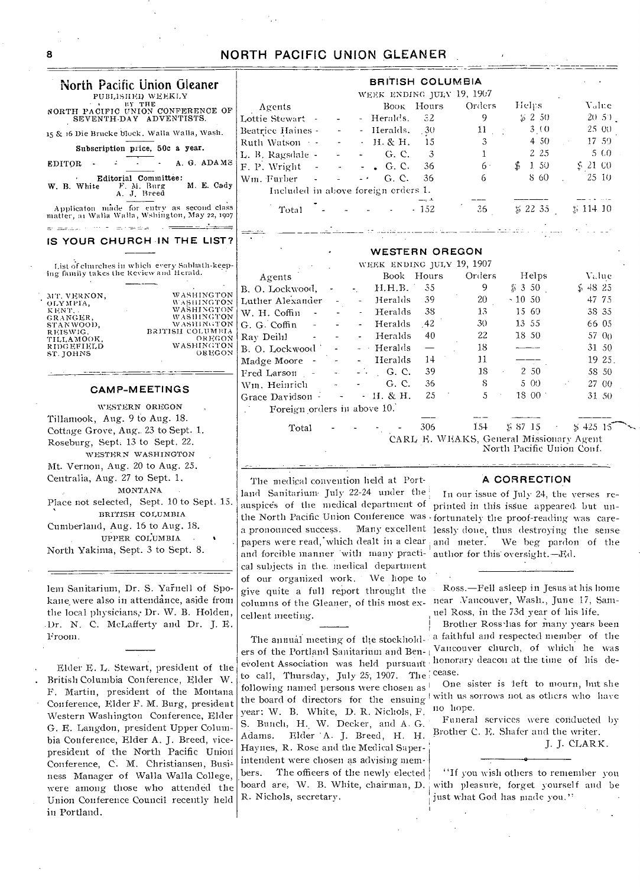# North Pacific Union Gleaner

PUBLISHED WEEKLY
BY THE
NORTH PACIFIC UNION CONFERENCE OF SEVENTH-DAY ADVENTISTS.

15 & 16 Die Brucke Block. Walla Walla, Wash.

Subscription price, 50c a year.

EDITOR - - - - A. G. ADAMS

Editorial Committee:
W. B. White F. M. Burg M. E. Cady
A. J. Breed

Application made for entry as second class matter, at Walla Walla, Wshington, May 22, 1907

## IS YOUR CHURCH IN THE LIST?

List of churches in which every Sabbath-keeping family takes the Review and Herald.

| | |
|---|---|
| MT. VERNON, | WASHINGTON |
| OLYMPIA, | WASHINGTON |
| KENT, | WASHINGTON |
| GRANGER, | WASHINGTON |
| STANWOOD, | WASHINGTON |
| REISWIG, | BRITISH COLUMBIA |
| TILLAMOOK, | OREGON |
| RIDGEFIELD | WASHINGTON |
| ST. JOHNS | OREGON |

## CAMP-MEETINGS

WESTERN OREGON

Tillamook, Aug. 9 to Aug. 18.
Cottage Grove, Aug. 23 to Sept. 1.
Roseburg, Sept. 13 to Sept. 22.

WESTERN WASHINGTON

Mt. Vernon, Aug. 20 to Aug. 25.
Centralia, Aug. 27 to Sept. 1.

MONTANA

Place not selected, Sept. 10 to Sept. 15.

BRITISH COLUMBIA

Cumberland, Aug. 16 to Aug. 18.

UPPER COLUMBIA

North Yakima, Sept. 3 to Sept. 8.

---

## BRITISH COLUMBIA

WEEK ENDING JULY 19, 1907

| Agents | Book | Hours | Orders | Helps | Value |
|---|---|---|---|---|---|
| Lottie Stewart | Heralds. | 32 | 9 | $ 2 50 | 20 50 |
| Beatrice Haines | Heralds. | 30 | 11 | 3 00 | 25 00 |
| Ruth Watson | H. & H. | 15 | 3 | 4 50 | 17 50 |
| L. B. Ragsdale | G. C. | 3 | 1 | 2 25 | 5 00 |
| F. P. Wright | G. C. | 36 | 6 | $ 1 50 | $ 21 00 |
| Wm. Furber | G. C. | 36 | 6 | 8 60 | 25 10 |
| Included in above foreign orders 1. | | | | | |
| Total | | 152 | 36 | $ 22 35 | $ 114 10 |

## WESTERN OREGON

WEEK ENDING JULY 19, 1907

| Agents | Book | Hours | Orders | Helps | Value |
|---|---|---|---|---|---|
| B. O. Lockwood, | H.H.B. | 35 | 9 | $ 3 50 | $ 48 25 |
| Luther Alexander | Heralds | 39 | 20 | 10 50 | 47 75 |
| W. H. Coffin | Heralds | 38 | 13 | 15 60 | 38 35 |
| G. G. Coffin | Heralds | 42 | 30 | 13 55 | 66 05 |
| Ray Deihl | Heralds | 40 | 22 | 18 50 | 57 00 |
| B. O. Lockwood | Heralds | — | 18 | —— | 31 50 |
| Madge Moore | Heralds | 14 | 11 | —— | 19 25 |
| Fred Larson | G. C. | 39 | 18 | 2 50 | 58 50 |
| Wm. Heinrich | G. C. | 36 | 8 | 5 00 | 27 00 |
| Grace Davidson | H. & H. | 25 | 5 | 18 00 | 31 50 |
| Foreign orders in above 10. | | | | | |
| Total | | 306 | 154 | $ 87 15 | $ 425 15 |

CARL E. WEAKS, General Missionary Agent
North Pacific Union Conf.

---

The medical convention held at Portland Sanitarium July 22-24 under the auspices of the medical department of the North Pacific Union Conference was a pronounced success. Many excellent papers were read, which dealt in a clear and forcible manner with many practical subjects in the medical department of our organized work. We hope to give quite a full report through the columns of the Gleaner, of this most excellent meeting.

The annual meeting of the stockholders of the Portland Sanitarium and Benevolent Association was held pursuant to call, Thursday, July 25, 1907. The following named persons were chosen as the board of directors for the ensuing year: W. B. White, D. R. Nichols, F. S. Bunch, H. W. Decker, and A. G. Adams. Elder A. J. Breed, H. H. Haynes, R. Rose and the Medical Superintendent were chosen as advising members. The officers of the newly elected board are, W. B. White, chairman, D. R. Nichols, secretary.

lem Sanitarium, Dr. S. Yarnell of Spokane were also in attendance, aside from the local physicians, Dr. W. B. Holden, Dr. N. C. McLafferty and Dr. J. E. Froom.

Elder E. L. Stewart, president of the British Columbia Conference, Elder W. F. Martin, president of the Montana Conference, Elder F. M. Burg, president Western Washington Conference, Elder G. E. Langdon, president Upper Columbia Conference, Elder A. J. Breed, vice-president of the North Pacific Union Conference, C. M. Christiansen, Business Manager of Walla Walla College, were among those who attended the Union Conference Council recently held in Portland.

## A CORRECTION

In our issue of July 24, the verses reprinted in this issue appeared but unfortunately the proof-reading was carelessly done, thus destroying the sense and meter. We beg pardon of the author for this oversight.—Ed.

Ross.—Fell asleep in Jesus at his home near Vancouver, Wash., June 17, Samuel Ross, in the 73d year of his life.

Brother Ross has for many years been a faithful and respected member of the Vancouver church, of which he was honorary deacon at the time of his decease.

One sister is left to mourn, but she with us sorrows not as others who have no hope.

Funeral services were conducted by Brother C. E. Shafer and the writer.

J. J. CLARK.

"If you wish others to remember you with pleasure, forget yourself and be just what God has made you."